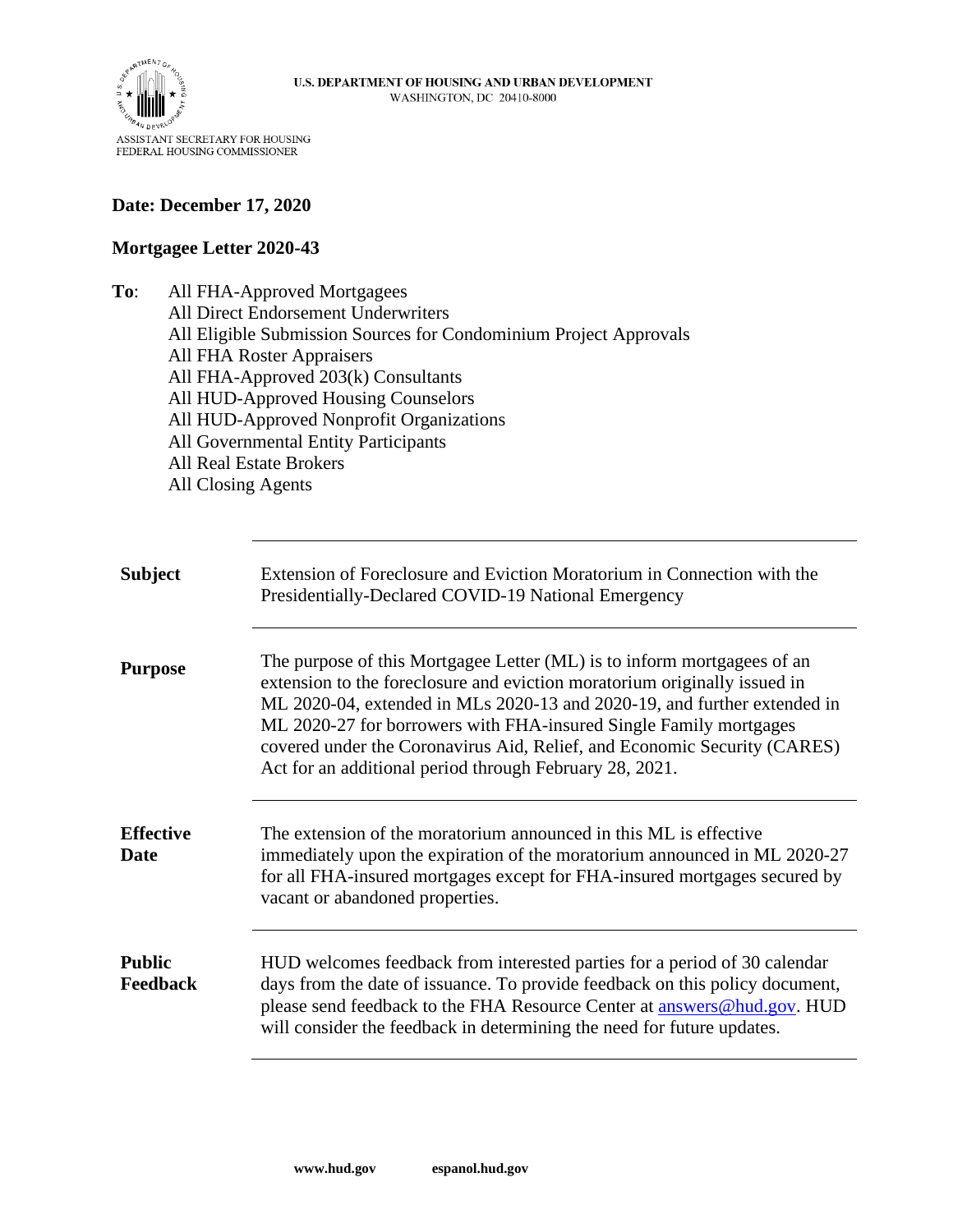U.S. DEPARTMENT OF HOUSING AND URBAN DEVELOPMENT
WASHINGTON, DC 20410-8000

ASSISTANT SECRETARY FOR HOUSING
FEDERAL HOUSING COMMISSIONER

**Date: December 17, 2020**

**Mortgagee Letter 2020-43**

**To**: All FHA-Approved Mortgagees
All Direct Endorsement Underwriters
All Eligible Submission Sources for Condominium Project Approvals
All FHA Roster Appraisers
All FHA-Approved 203(k) Consultants
All HUD-Approved Housing Counselors
All HUD-Approved Nonprofit Organizations
All Governmental Entity Participants
All Real Estate Brokers
All Closing Agents

| | |
|---|---|
| **Subject** | Extension of Foreclosure and Eviction Moratorium in Connection with the Presidentially-Declared COVID-19 National Emergency |
| **Purpose** | The purpose of this Mortgagee Letter (ML) is to inform mortgagees of an extension to the foreclosure and eviction moratorium originally issued in ML 2020-04, extended in MLs 2020-13 and 2020-19, and further extended in ML 2020-27 for borrowers with FHA-insured Single Family mortgages covered under the Coronavirus Aid, Relief, and Economic Security (CARES) Act for an additional period through February 28, 2021. |
| **Effective Date** | The extension of the moratorium announced in this ML is effective immediately upon the expiration of the moratorium announced in ML 2020-27 for all FHA-insured mortgages except for FHA-insured mortgages secured by vacant or abandoned properties. |
| **Public Feedback** | HUD welcomes feedback from interested parties for a period of 30 calendar days from the date of issuance. To provide feedback on this policy document, please send feedback to the FHA Resource Center at answers@hud.gov. HUD will consider the feedback in determining the need for future updates. |

www.hud.gov espanol.hud.gov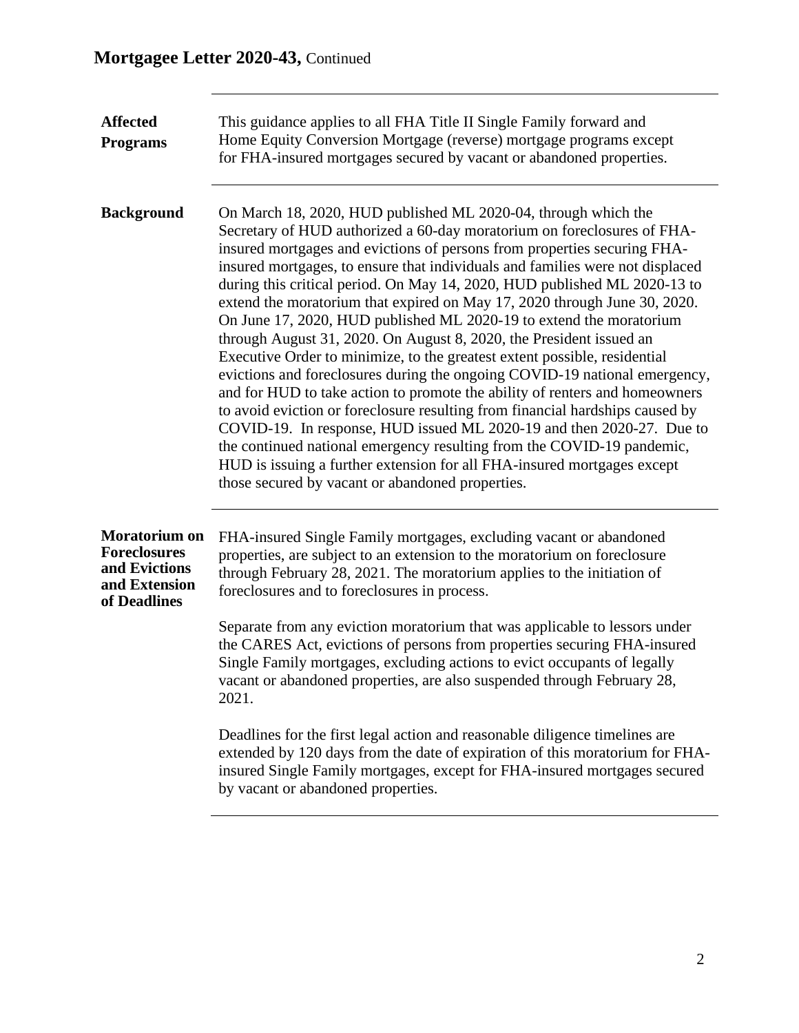## Affected Programs

This guidance applies to all FHA Title II Single Family forward and Home Equity Conversion Mortgage (reverse) mortgage programs except for FHA-insured mortgages secured by vacant or abandoned properties.

## Background

On March 18, 2020, HUD published ML 2020-04, through which the Secretary of HUD authorized a 60-day moratorium on foreclosures of FHA-insured mortgages and evictions of persons from properties securing FHA-insured mortgages, to ensure that individuals and families were not displaced during this critical period. On May 14, 2020, HUD published ML 2020-13 to extend the moratorium that expired on May 17, 2020 through June 30, 2020. On June 17, 2020, HUD published ML 2020-19 to extend the moratorium through August 31, 2020. On August 8, 2020, the President issued an Executive Order to minimize, to the greatest extent possible, residential evictions and foreclosures during the ongoing COVID-19 national emergency, and for HUD to take action to promote the ability of renters and homeowners to avoid eviction or foreclosure resulting from financial hardships caused by COVID-19. In response, HUD issued ML 2020-19 and then 2020-27. Due to the continued national emergency resulting from the COVID-19 pandemic, HUD is issuing a further extension for all FHA-insured mortgages except those secured by vacant or abandoned properties.

## Moratorium on Foreclosures and Evictions and Extension of Deadlines

FHA-insured Single Family mortgages, excluding vacant or abandoned properties, are subject to an extension to the moratorium on foreclosure through February 28, 2021. The moratorium applies to the initiation of foreclosures and to foreclosures in process.

Separate from any eviction moratorium that was applicable to lessors under the CARES Act, evictions of persons from properties securing FHA-insured Single Family mortgages, excluding actions to evict occupants of legally vacant or abandoned properties, are also suspended through February 28, 2021.

Deadlines for the first legal action and reasonable diligence timelines are extended by 120 days from the date of expiration of this moratorium for FHA-insured Single Family mortgages, except for FHA-insured mortgages secured by vacant or abandoned properties.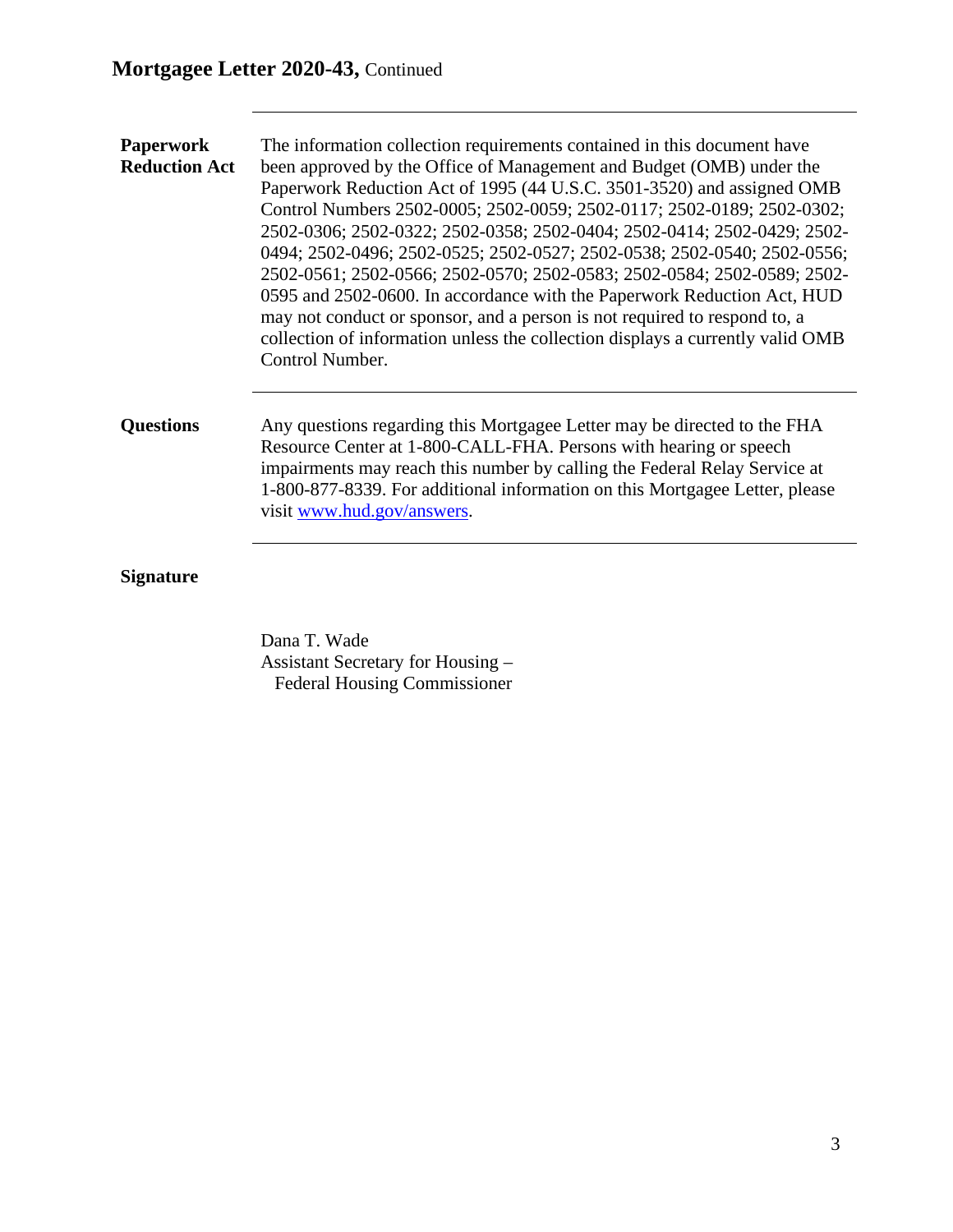**Paperwork Reduction Act**

The information collection requirements contained in this document have been approved by the Office of Management and Budget (OMB) under the Paperwork Reduction Act of 1995 (44 U.S.C. 3501-3520) and assigned OMB Control Numbers 2502-0005; 2502-0059; 2502-0117; 2502-0189; 2502-0302; 2502-0306; 2502-0322; 2502-0358; 2502-0404; 2502-0414; 2502-0429; 2502-0494; 2502-0496; 2502-0525; 2502-0527; 2502-0538; 2502-0540; 2502-0556; 2502-0561; 2502-0566; 2502-0570; 2502-0583; 2502-0584; 2502-0589; 2502-0595 and 2502-0600. In accordance with the Paperwork Reduction Act, HUD may not conduct or sponsor, and a person is not required to respond to, a collection of information unless the collection displays a currently valid OMB Control Number.

---

**Questions**

Any questions regarding this Mortgagee Letter may be directed to the FHA Resource Center at 1-800-CALL-FHA. Persons with hearing or speech impairments may reach this number by calling the Federal Relay Service at 1-800-877-8339. For additional information on this Mortgagee Letter, please visit [www.hud.gov/answers](http://www.hud.gov/answers).

---

**Signature**

Dana T. Wade
Assistant Secretary for Housing –
Federal Housing Commissioner